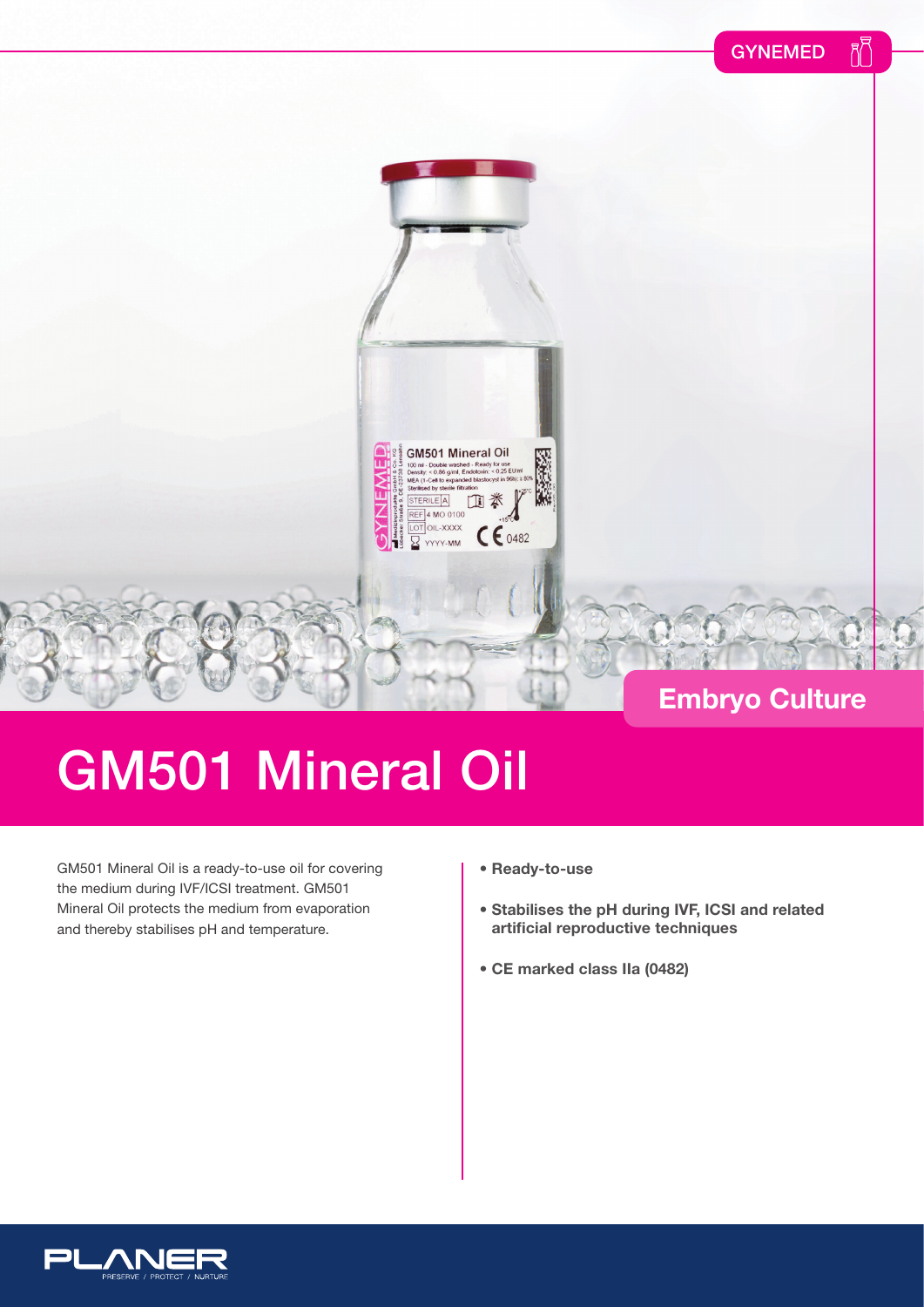GYNEMED

Embryo Culture

# GM501 Mineral Oil

GM501 Mineral Oil is a ready-to-use oil for covering the medium during IVF/ICSI treatment. GM501 Mineral Oil protects the medium from evaporation and thereby stabilises pH and temperature.

- **Ready-to-use**
- **Stabilises the pH during IVF, ICSI and related artificial reproductive techniques**
- **CE marked class IIa (0482)**

PLANER
PRESERVE / PROTECT / NURTURE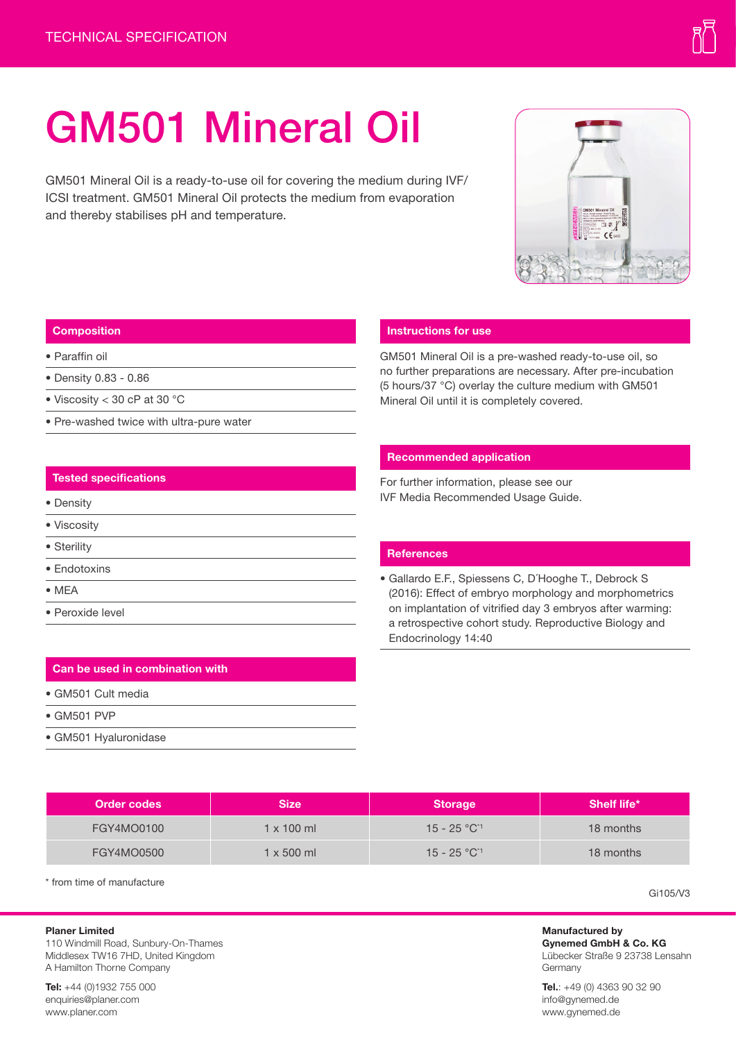TECHNICAL SPECIFICATION

# GM501 Mineral Oil

GM501 Mineral Oil is a ready-to-use oil for covering the medium during IVF/ICSI treatment. GM501 Mineral Oil protects the medium from evaporation and thereby stabilises pH and temperature.

## Composition

- Paraffin oil
- Density 0.83 - 0.86
- Viscosity < 30 cP at 30 °C
- Pre-washed twice with ultra-pure water

## Tested specifications

- Density
- Viscosity
- Sterility
- Endotoxins
- MEA
- Peroxide level

## Can be used in combination with

- GM501 Cult media
- GM501 PVP
- GM501 Hyaluronidase

## Instructions for use

GM501 Mineral Oil is a pre-washed ready-to-use oil, so no further preparations are necessary. After pre-incubation (5 hours/37 °C) overlay the culture medium with GM501 Mineral Oil until it is completely covered.

## Recommended application

For further information, please see our IVF Media Recommended Usage Guide.

## References

- Gallardo E.F., Spiessens C, D´Hooghe T., Debrock S (2016): Effect of embryo morphology and morphometrics on implantation of vitrified day 3 embryos after warming: a retrospective cohort study. Reproductive Biology and Endocrinology 14:40

| Order codes | Size | Storage | Shelf life* |
|---|---|---|---|
| FGY4MO0100 | 1 x 100 ml | 15 - 25 °C[*1] | 18 months |
| FGY4MO0500 | 1 x 500 ml | 15 - 25 °C[*1] | 18 months |

\* from time of manufacture

Gi105/V3

**Planer Limited**
110 Windmill Road, Sunbury-On-Thames
Middlesex TW16 7HD, United Kingdom
A Hamilton Thorne Company

**Tel:** +44 (0)1932 755 000
enquiries@planer.com
www.planer.com

**Manufactured by**
**Gynemed GmbH & Co. KG**
Lübecker Straße 9 23738 Lensahn
Germany

**Tel.**: +49 (0) 4363 90 32 90
info@gynemed.de
www.gynemed.de